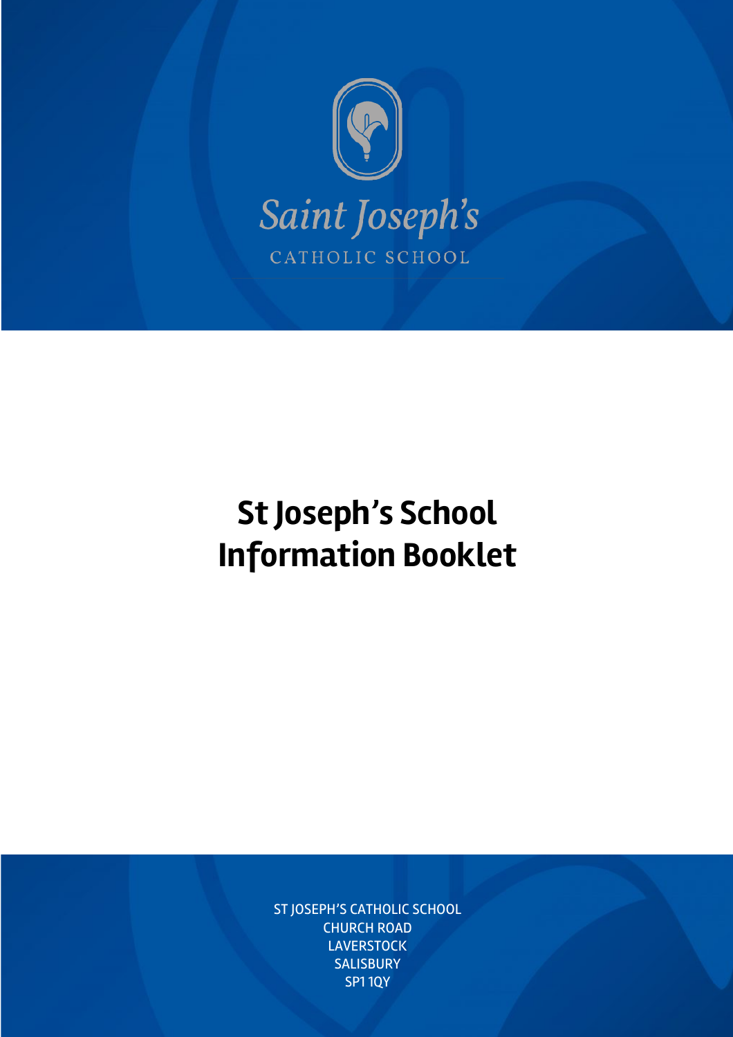Saint Joseph's

CATHOLIC SCHOOL

# St Joseph's School Information Booklet

ST JOSEPH'S CATHOLIC SCHOOL
CHURCH ROAD
LAVERSTOCK
SALISBURY
SP1 1QY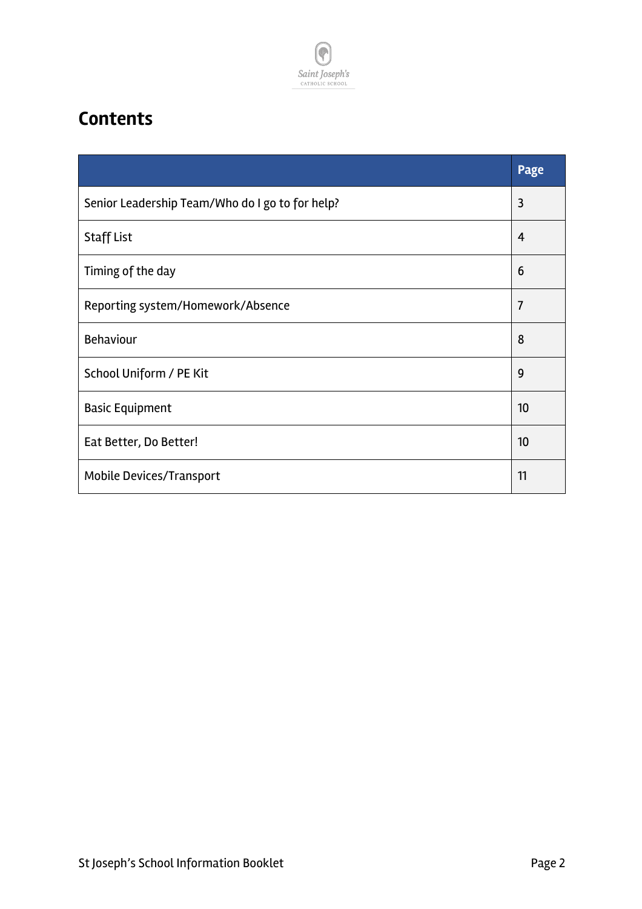# Contents

| | Page |
|---|---|
| Senior Leadership Team/Who do I go to for help? | 3 |
| Staff List | 4 |
| Timing of the day | 6 |
| Reporting system/Homework/Absence | 7 |
| Behaviour | 8 |
| School Uniform / PE Kit | 9 |
| Basic Equipment | 10 |
| Eat Better, Do Better! | 10 |
| Mobile Devices/Transport | 11 |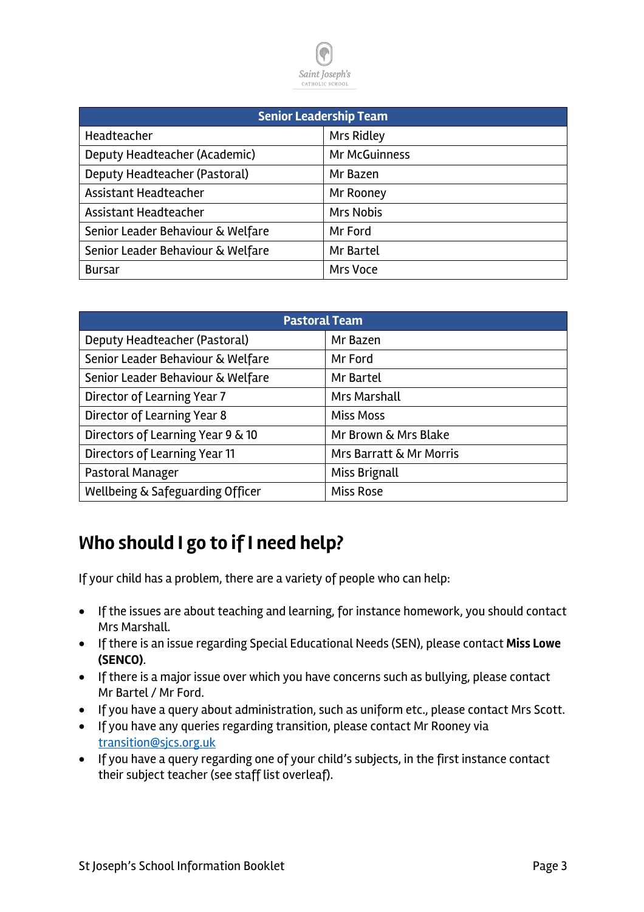| Senior Leadership Team | |
|---|---|
| Headteacher | Mrs Ridley |
| Deputy Headteacher (Academic) | Mr McGuinness |
| Deputy Headteacher (Pastoral) | Mr Bazen |
| Assistant Headteacher | Mr Rooney |
| Assistant Headteacher | Mrs Nobis |
| Senior Leader Behaviour & Welfare | Mr Ford |
| Senior Leader Behaviour & Welfare | Mr Bartel |
| Bursar | Mrs Voce |

| Pastoral Team | |
|---|---|
| Deputy Headteacher (Pastoral) | Mr Bazen |
| Senior Leader Behaviour & Welfare | Mr Ford |
| Senior Leader Behaviour & Welfare | Mr Bartel |
| Director of Learning Year 7 | Mrs Marshall |
| Director of Learning Year 8 | Miss Moss |
| Directors of Learning Year 9 & 10 | Mr Brown & Mrs Blake |
| Directors of Learning Year 11 | Mrs Barratt & Mr Morris |
| Pastoral Manager | Miss Brignall |
| Wellbeing & Safeguarding Officer | Miss Rose |

## Who should I go to if I need help?

If your child has a problem, there are a variety of people who can help:

- If the issues are about teaching and learning, for instance homework, you should contact Mrs Marshall.
- If there is an issue regarding Special Educational Needs (SEN), please contact **Miss Lowe (SENCO)**.
- If there is a major issue over which you have concerns such as bullying, please contact Mr Bartel / Mr Ford.
- If you have a query about administration, such as uniform etc., please contact Mrs Scott.
- If you have any queries regarding transition, please contact Mr Rooney via transition@sjcs.org.uk
- If you have a query regarding one of your child's subjects, in the first instance contact their subject teacher (see staff list overleaf).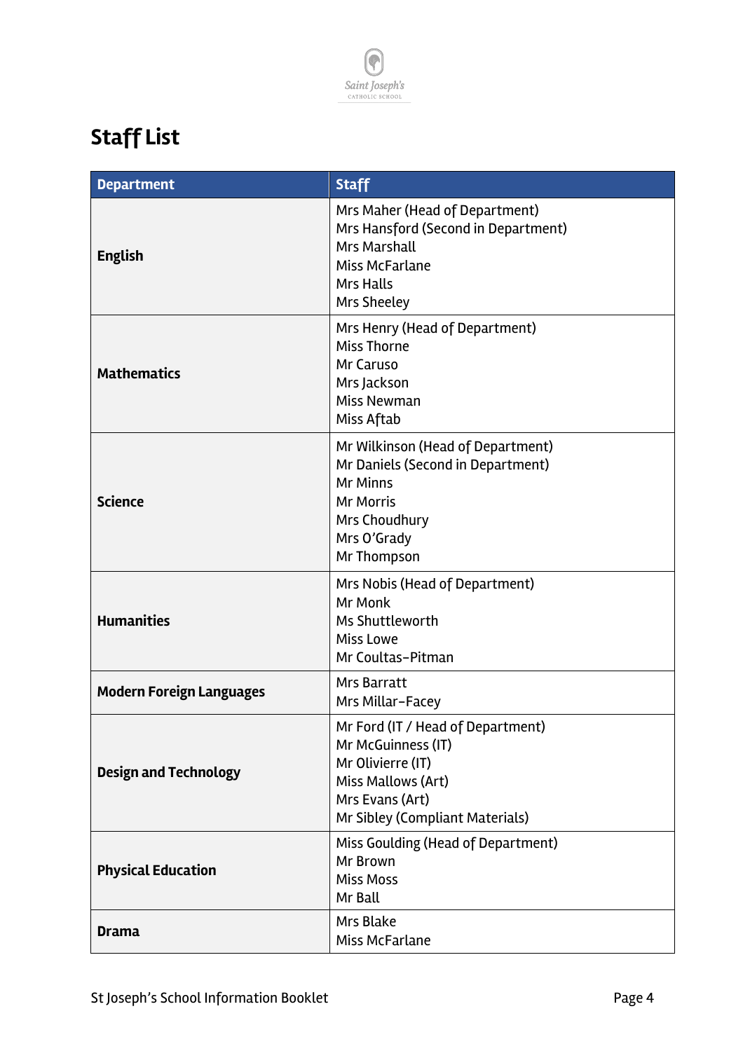# Staff List

| Department | Staff |
| --- | --- |
| **English** | Mrs Maher (Head of Department)<br>Mrs Hansford (Second in Department)<br>Mrs Marshall<br>Miss McFarlane<br>Mrs Halls<br>Mrs Sheeley |
| **Mathematics** | Mrs Henry (Head of Department)<br>Miss Thorne<br>Mr Caruso<br>Mrs Jackson<br>Miss Newman<br>Miss Aftab |
| **Science** | Mr Wilkinson (Head of Department)<br>Mr Daniels (Second in Department)<br>Mr Minns<br>Mr Morris<br>Mrs Choudhury<br>Mrs O'Grady<br>Mr Thompson |
| **Humanities** | Mrs Nobis (Head of Department)<br>Mr Monk<br>Ms Shuttleworth<br>Miss Lowe<br>Mr Coultas-Pitman |
| **Modern Foreign Languages** | Mrs Barratt<br>Mrs Millar-Facey |
| **Design and Technology** | Mr Ford (IT / Head of Department)<br>Mr McGuinness (IT)<br>Mr Olivierre (IT)<br>Miss Mallows (Art)<br>Mrs Evans (Art)<br>Mr Sibley (Compliant Materials) |
| **Physical Education** | Miss Goulding (Head of Department)<br>Mr Brown<br>Miss Moss<br>Mr Ball |
| **Drama** | Mrs Blake<br>Miss McFarlane |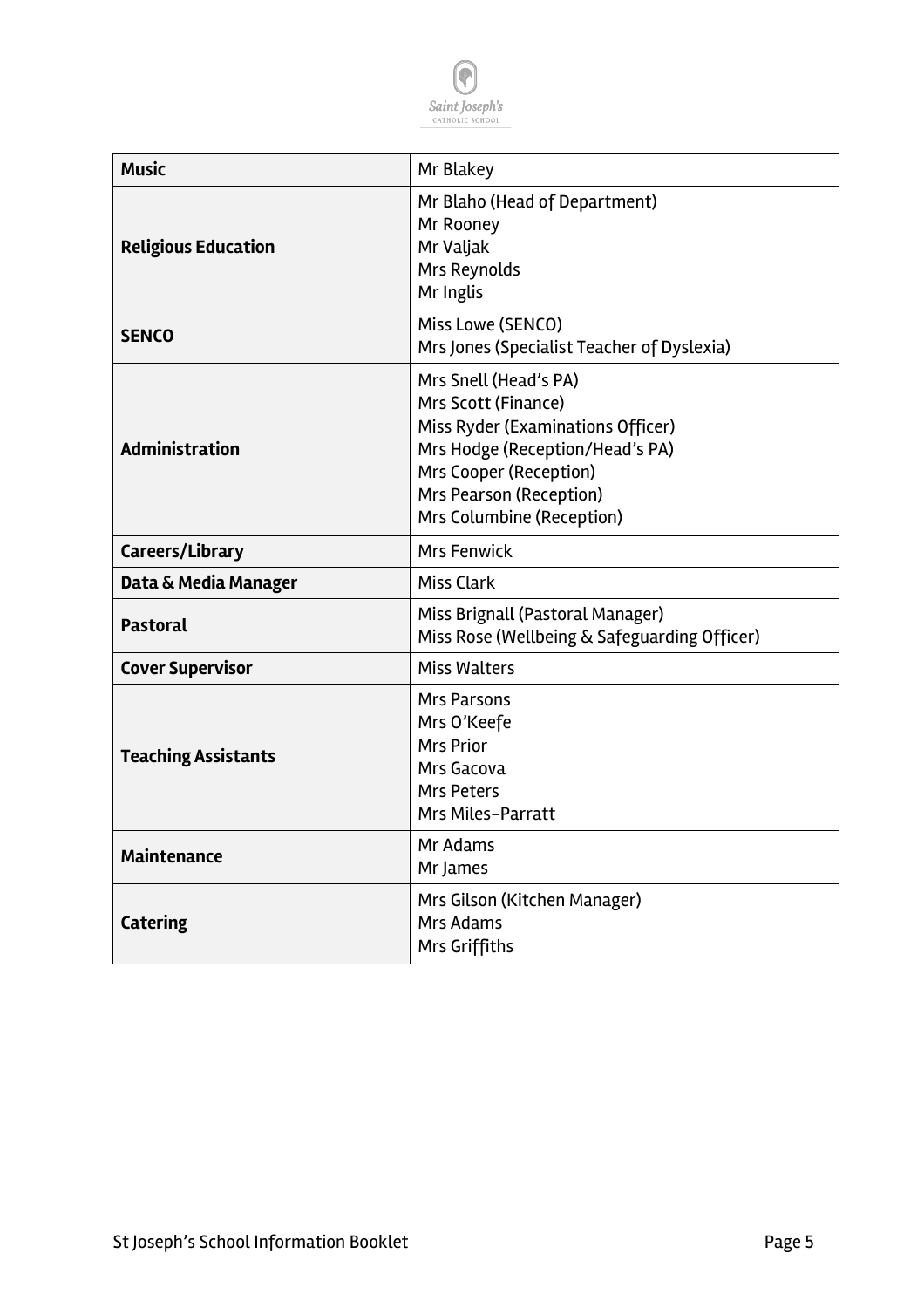| | |
|---|---|
| **Music** | Mr Blakey |
| **Religious Education** | Mr Blaho (Head of Department)<br>Mr Rooney<br>Mr Valjak<br>Mrs Reynolds<br>Mr Inglis |
| **SENCO** | Miss Lowe (SENCO)<br>Mrs Jones (Specialist Teacher of Dyslexia) |
| **Administration** | Mrs Snell (Head's PA)<br>Mrs Scott (Finance)<br>Miss Ryder (Examinations Officer)<br>Mrs Hodge (Reception/Head's PA)<br>Mrs Cooper (Reception)<br>Mrs Pearson (Reception)<br>Mrs Columbine (Reception) |
| **Careers/Library** | Mrs Fenwick |
| **Data & Media Manager** | Miss Clark |
| **Pastoral** | Miss Brignall (Pastoral Manager)<br>Miss Rose (Wellbeing & Safeguarding Officer) |
| **Cover Supervisor** | Miss Walters |
| **Teaching Assistants** | Mrs Parsons<br>Mrs O'Keefe<br>Mrs Prior<br>Mrs Gacova<br>Mrs Peters<br>Mrs Miles-Parratt |
| **Maintenance** | Mr Adams<br>Mr James |
| **Catering** | Mrs Gilson (Kitchen Manager)<br>Mrs Adams<br>Mrs Griffiths |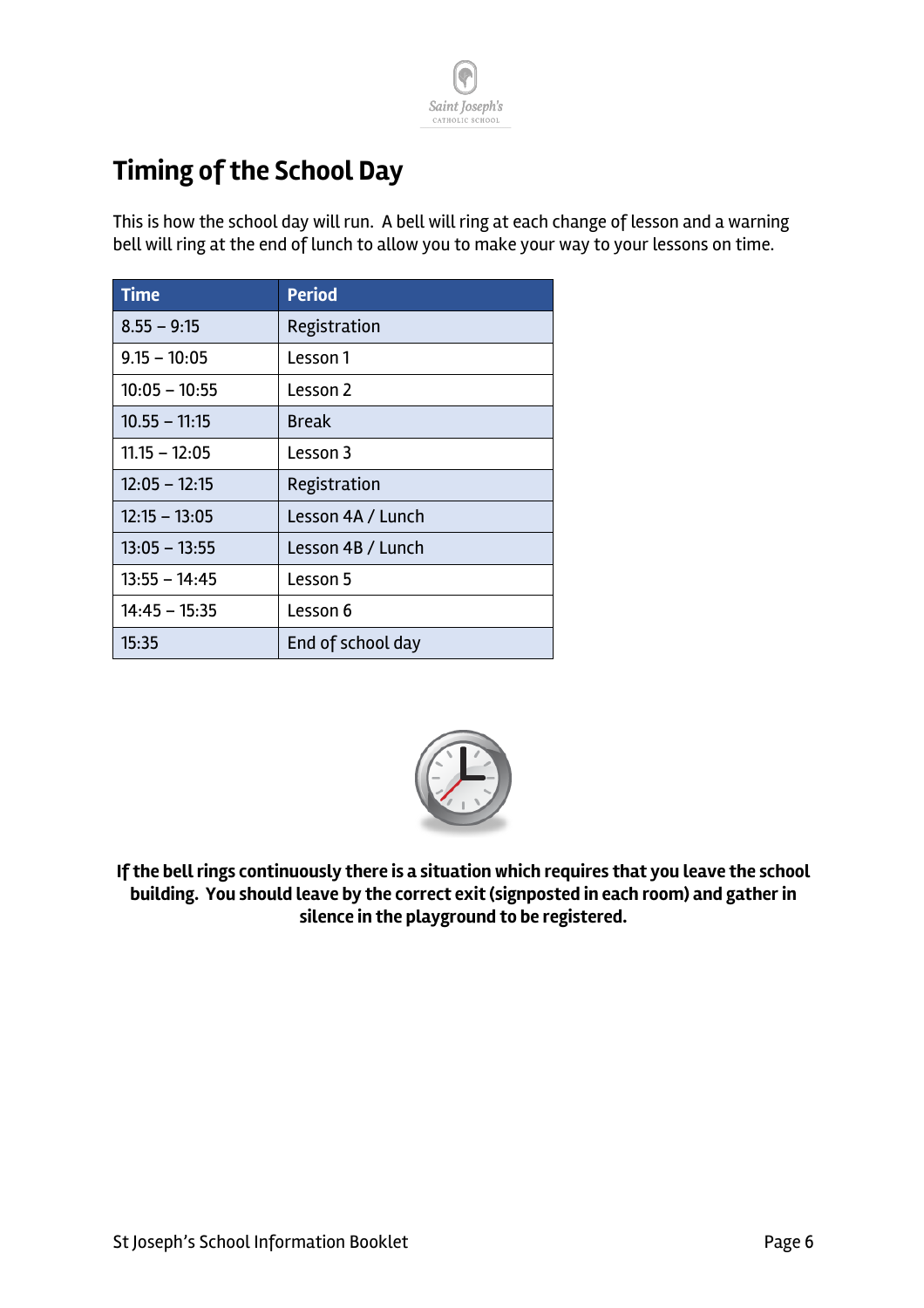# Timing of the School Day

This is how the school day will run. A bell will ring at each change of lesson and a warning bell will ring at the end of lunch to allow you to make your way to your lessons on time.

| Time | Period |
|---|---|
| 8.55 – 9:15 | Registration |
| 9.15 – 10:05 | Lesson 1 |
| 10:05 – 10:55 | Lesson 2 |
| 10.55 – 11:15 | Break |
| 11.15 – 12:05 | Lesson 3 |
| 12:05 – 12:15 | Registration |
| 12:15 – 13:05 | Lesson 4A / Lunch |
| 13:05 – 13:55 | Lesson 4B / Lunch |
| 13:55 – 14:45 | Lesson 5 |
| 14:45 – 15:35 | Lesson 6 |
| 15:35 | End of school day |

**If the bell rings continuously there is a situation which requires that you leave the school building. You should leave by the correct exit (signposted in each room) and gather in silence in the playground to be registered.**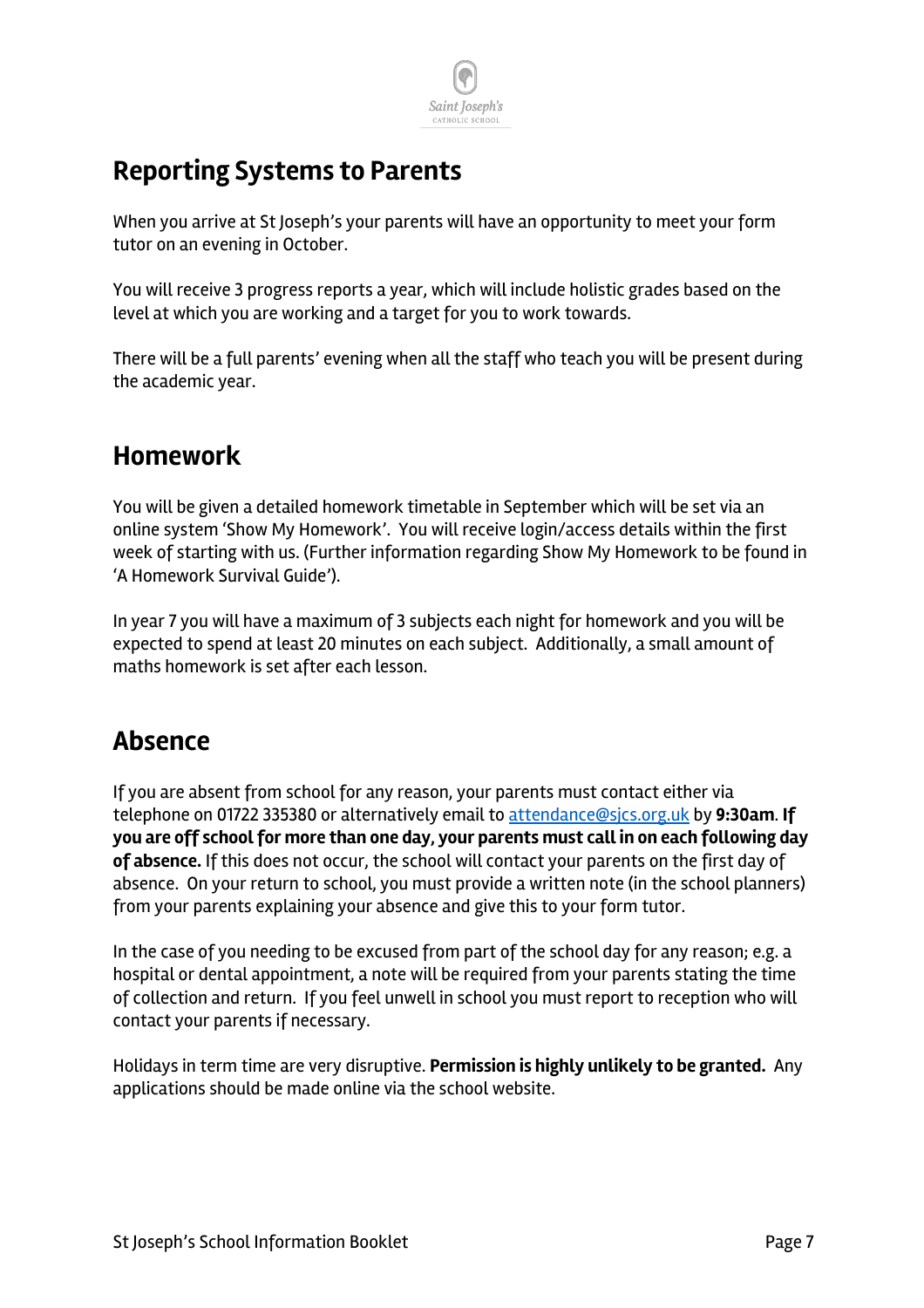## Reporting Systems to Parents

When you arrive at St Joseph's your parents will have an opportunity to meet your form tutor on an evening in October.

You will receive 3 progress reports a year, which will include holistic grades based on the level at which you are working and a target for you to work towards.

There will be a full parents' evening when all the staff who teach you will be present during the academic year.

## Homework

You will be given a detailed homework timetable in September which will be set via an online system 'Show My Homework'. You will receive login/access details within the first week of starting with us. (Further information regarding Show My Homework to be found in 'A Homework Survival Guide').

In year 7 you will have a maximum of 3 subjects each night for homework and you will be expected to spend at least 20 minutes on each subject. Additionally, a small amount of maths homework is set after each lesson.

## Absence

If you are absent from school for any reason, your parents must contact either via telephone on 01722 335380 or alternatively email to attendance@sjcs.org.uk by **9:30am**. **If you are off school for more than one day, your parents must call in on each following day of absence.** If this does not occur, the school will contact your parents on the first day of absence. On your return to school, you must provide a written note (in the school planners) from your parents explaining your absence and give this to your form tutor.

In the case of you needing to be excused from part of the school day for any reason; e.g. a hospital or dental appointment, a note will be required from your parents stating the time of collection and return. If you feel unwell in school you must report to reception who will contact your parents if necessary.

Holidays in term time are very disruptive. **Permission is highly unlikely to be granted.** Any applications should be made online via the school website.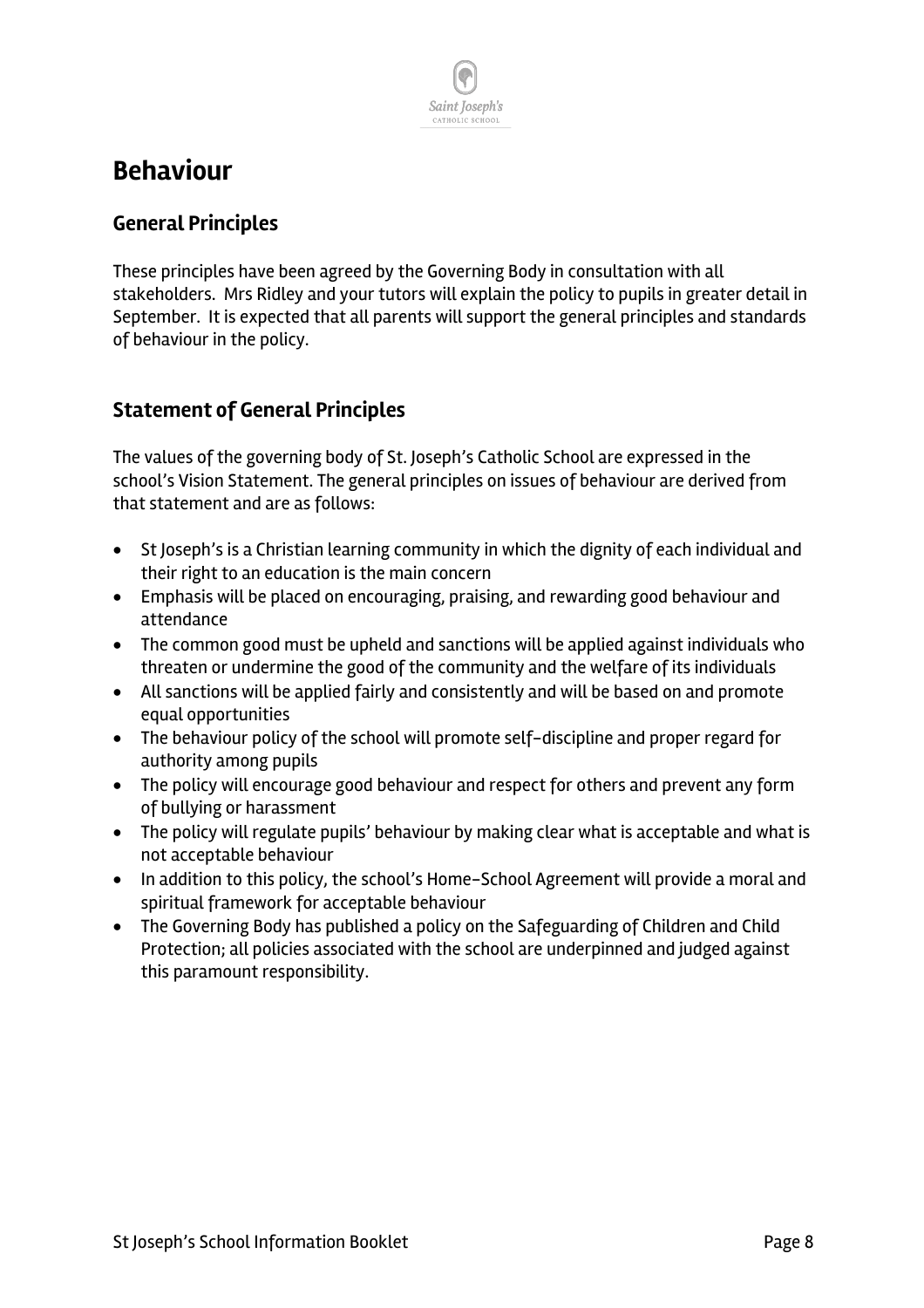# Behaviour

## General Principles

These principles have been agreed by the Governing Body in consultation with all stakeholders. Mrs Ridley and your tutors will explain the policy to pupils in greater detail in September. It is expected that all parents will support the general principles and standards of behaviour in the policy.

## Statement of General Principles

The values of the governing body of St. Joseph's Catholic School are expressed in the school's Vision Statement. The general principles on issues of behaviour are derived from that statement and are as follows:

- St Joseph's is a Christian learning community in which the dignity of each individual and their right to an education is the main concern
- Emphasis will be placed on encouraging, praising, and rewarding good behaviour and attendance
- The common good must be upheld and sanctions will be applied against individuals who threaten or undermine the good of the community and the welfare of its individuals
- All sanctions will be applied fairly and consistently and will be based on and promote equal opportunities
- The behaviour policy of the school will promote self-discipline and proper regard for authority among pupils
- The policy will encourage good behaviour and respect for others and prevent any form of bullying or harassment
- The policy will regulate pupils' behaviour by making clear what is acceptable and what is not acceptable behaviour
- In addition to this policy, the school's Home-School Agreement will provide a moral and spiritual framework for acceptable behaviour
- The Governing Body has published a policy on the Safeguarding of Children and Child Protection; all policies associated with the school are underpinned and judged against this paramount responsibility.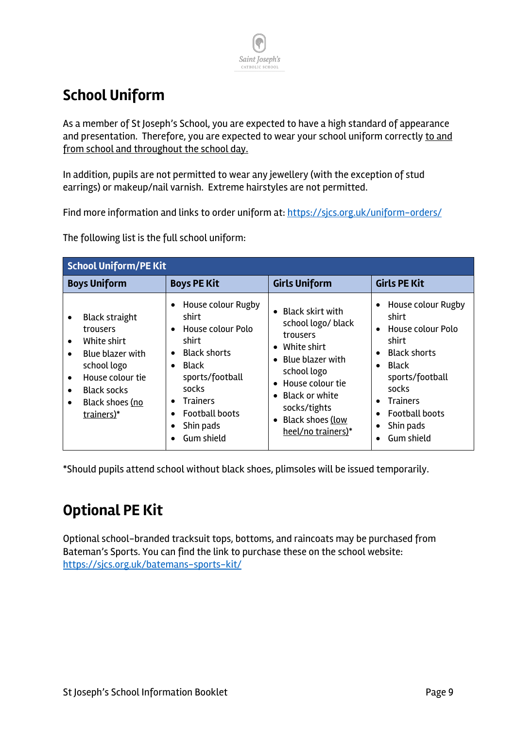Saint Joseph's CATHOLIC SCHOOL

# School Uniform

As a member of St Joseph's School, you are expected to have a high standard of appearance and presentation. Therefore, you are expected to wear your school uniform correctly <u>to and from school and throughout the school day.</u>

In addition, pupils are not permitted to wear any jewellery (with the exception of stud earrings) or makeup/nail varnish. Extreme hairstyles are not permitted.

Find more information and links to order uniform at: https://sjcs.org.uk/uniform-orders/

The following list is the full school uniform:

| School Uniform/PE Kit | | | |
|---|---|---|---|
| **Boys Uniform** | **Boys PE Kit** | **Girls Uniform** | **Girls PE Kit** |
| • Black straight trousers<br>• White shirt<br>• Blue blazer with school logo<br>• House colour tie<br>• Black socks<br>• Black shoes <u>(no trainers)</u>* | • House colour Rugby shirt<br>• House colour Polo shirt<br>• Black shorts<br>• Black sports/football socks<br>• Trainers<br>• Football boots<br>• Shin pads<br>• Gum shield | • Black skirt with school logo/ black trousers<br>• White shirt<br>• Blue blazer with school logo<br>• House colour tie<br>• Black or white socks/tights<br>• Black shoes <u>(low heel/no trainers)</u>* | • House colour Rugby shirt<br>• House colour Polo shirt<br>• Black shorts<br>• Black sports/football socks<br>• Trainers<br>• Football boots<br>• Shin pads<br>• Gum shield |

*Should pupils attend school without black shoes, plimsoles will be issued temporarily.

# Optional PE Kit

Optional school-branded tracksuit tops, bottoms, and raincoats may be purchased from Bateman's Sports. You can find the link to purchase these on the school website: https://sjcs.org.uk/batemans-sports-kit/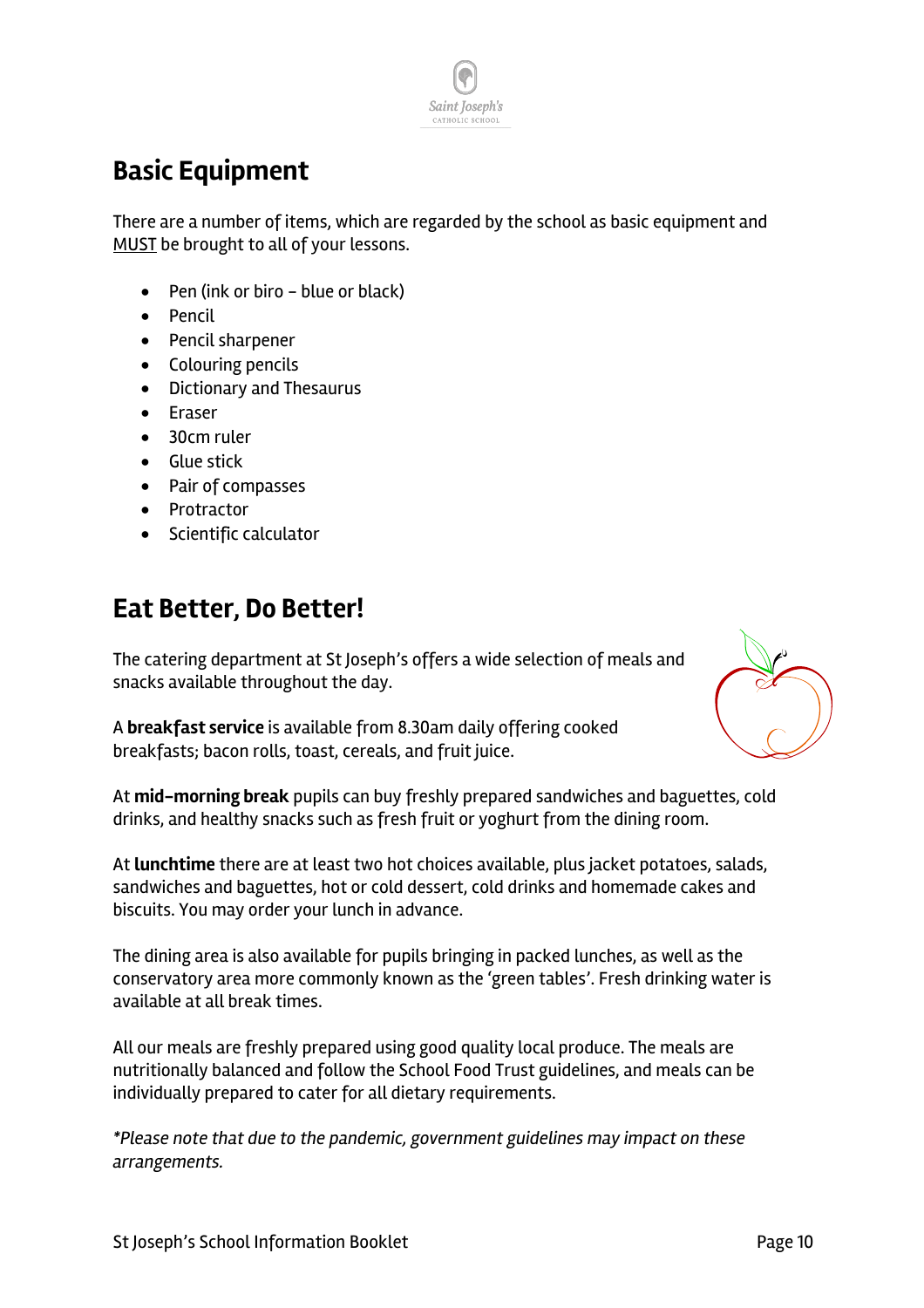## Basic Equipment

There are a number of items, which are regarded by the school as basic equipment and MUST be brought to all of your lessons.

- Pen (ink or biro – blue or black)
- Pencil
- Pencil sharpener
- Colouring pencils
- Dictionary and Thesaurus
- Eraser
- 30cm ruler
- Glue stick
- Pair of compasses
- Protractor
- Scientific calculator

## Eat Better, Do Better!

The catering department at St Joseph's offers a wide selection of meals and snacks available throughout the day.

A **breakfast service** is available from 8.30am daily offering cooked breakfasts; bacon rolls, toast, cereals, and fruit juice.

At **mid-morning break** pupils can buy freshly prepared sandwiches and baguettes, cold drinks, and healthy snacks such as fresh fruit or yoghurt from the dining room.

At **lunchtime** there are at least two hot choices available, plus jacket potatoes, salads, sandwiches and baguettes, hot or cold dessert, cold drinks and homemade cakes and biscuits. You may order your lunch in advance.

The dining area is also available for pupils bringing in packed lunches, as well as the conservatory area more commonly known as the 'green tables'. Fresh drinking water is available at all break times.

All our meals are freshly prepared using good quality local produce. The meals are nutritionally balanced and follow the School Food Trust guidelines, and meals can be individually prepared to cater for all dietary requirements.

*\*Please note that due to the pandemic, government guidelines may impact on these arrangements.*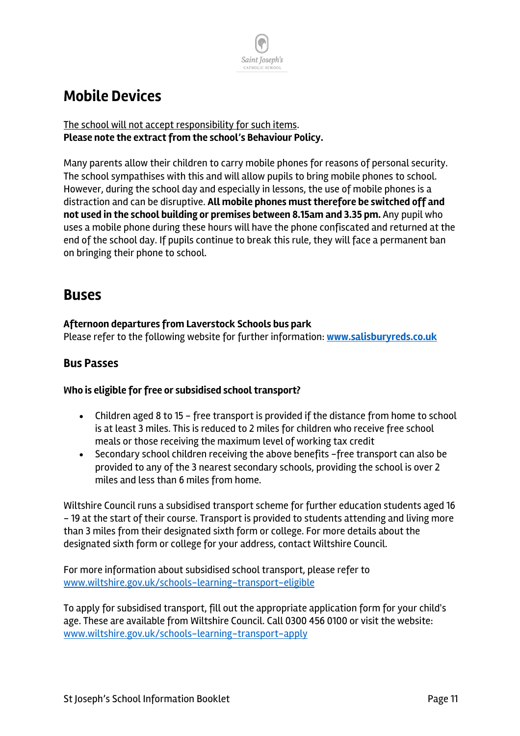## Mobile Devices

The school will not accept responsibility for such items.
**Please note the extract from the school's Behaviour Policy.**

Many parents allow their children to carry mobile phones for reasons of personal security. The school sympathises with this and will allow pupils to bring mobile phones to school. However, during the school day and especially in lessons, the use of mobile phones is a distraction and can be disruptive. **All mobile phones must therefore be switched off and not used in the school building or premises between 8.15am and 3.35 pm.** Any pupil who uses a mobile phone during these hours will have the phone confiscated and returned at the end of the school day. If pupils continue to break this rule, they will face a permanent ban on bringing their phone to school.

## Buses

**Afternoon departures from Laverstock Schools bus park**
Please refer to the following website for further information: **www.salisburyreds.co.uk**

### Bus Passes

**Who is eligible for free or subsidised school transport?**

- Children aged 8 to 15 – free transport is provided if the distance from home to school is at least 3 miles. This is reduced to 2 miles for children who receive free school meals or those receiving the maximum level of working tax credit
- Secondary school children receiving the above benefits –free transport can also be provided to any of the 3 nearest secondary schools, providing the school is over 2 miles and less than 6 miles from home.

Wiltshire Council runs a subsidised transport scheme for further education students aged 16 – 19 at the start of their course. Transport is provided to students attending and living more than 3 miles from their designated sixth form or college. For more details about the designated sixth form or college for your address, contact Wiltshire Council.

For more information about subsidised school transport, please refer to
www.wiltshire.gov.uk/schools-learning-transport-eligible

To apply for subsidised transport, fill out the appropriate application form for your child's age. These are available from Wiltshire Council. Call 0300 456 0100 or visit the website: www.wiltshire.gov.uk/schools-learning-transport-apply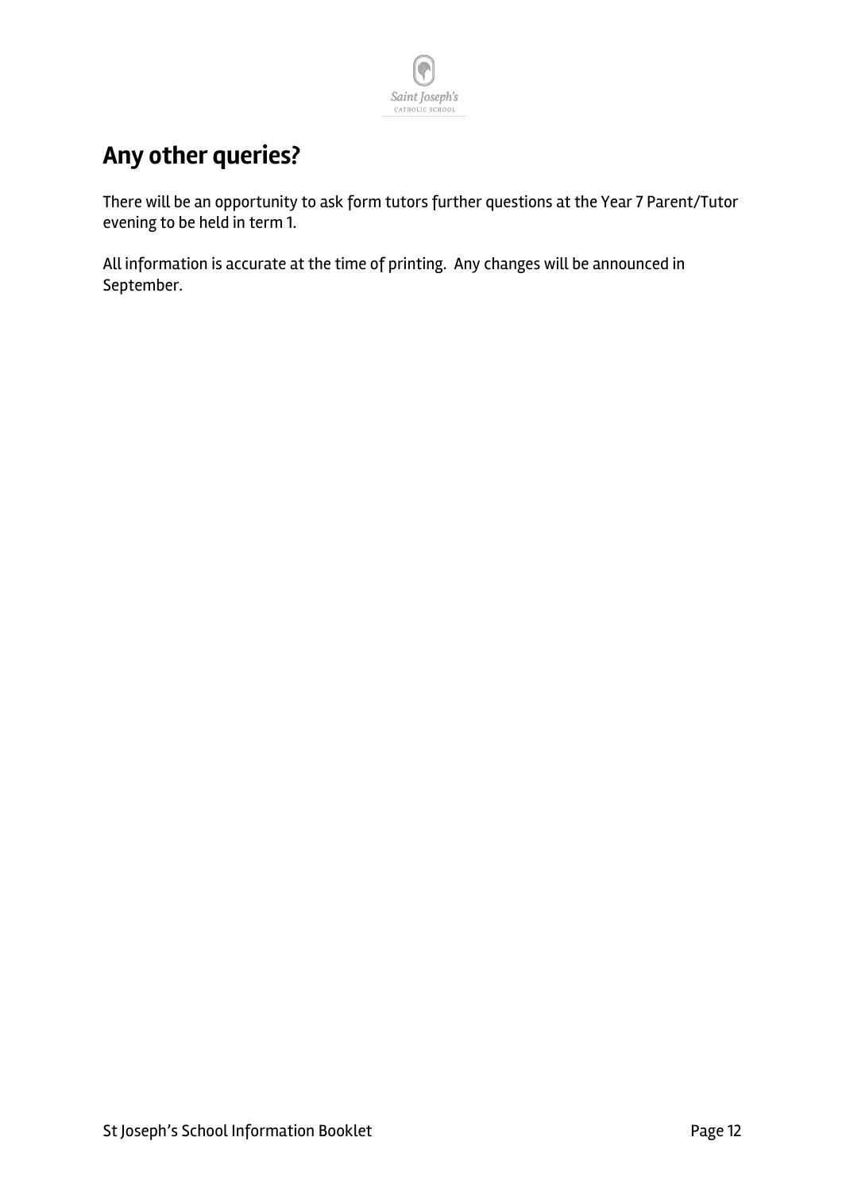## Any other queries?

There will be an opportunity to ask form tutors further questions at the Year 7 Parent/Tutor evening to be held in term 1.

All information is accurate at the time of printing. Any changes will be announced in September.